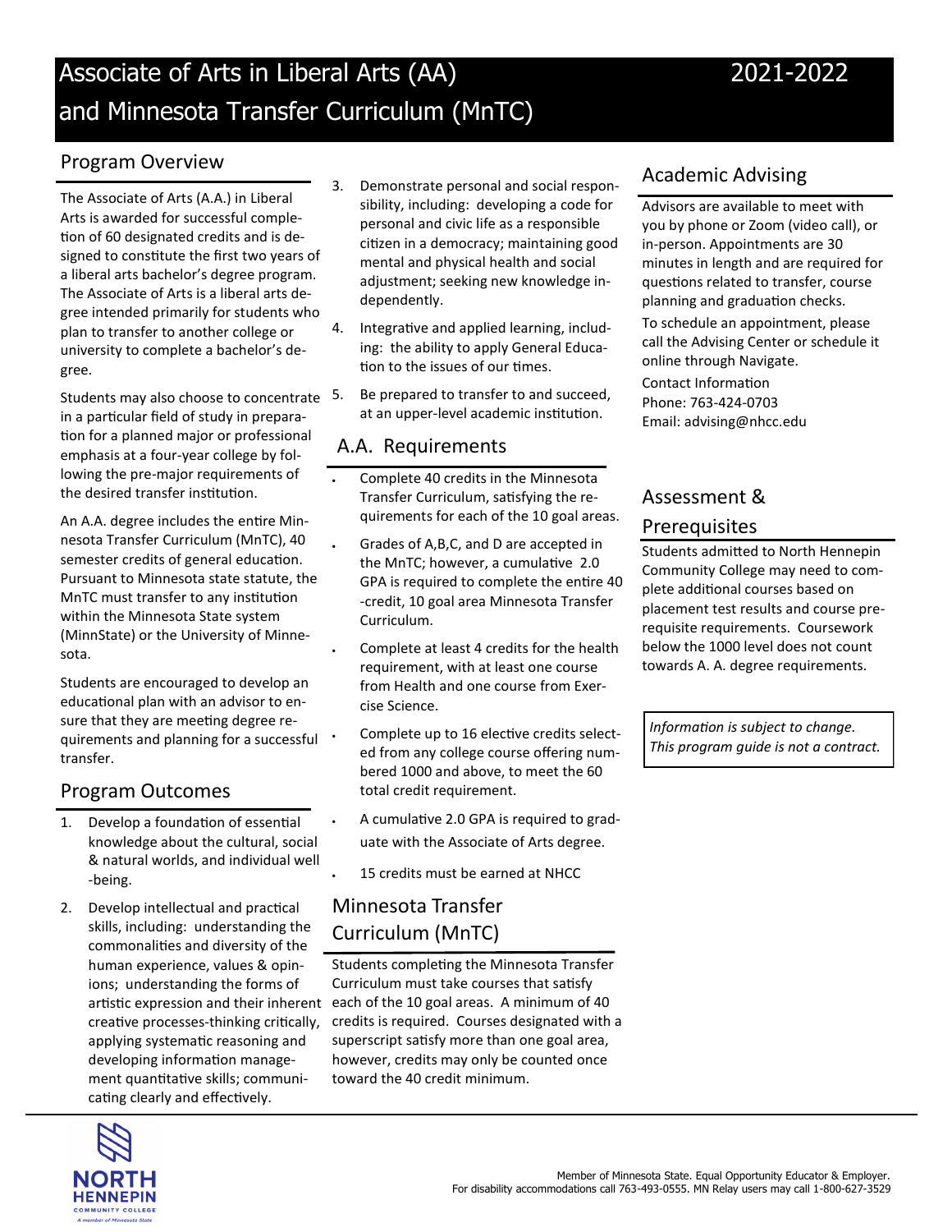# Associate of Arts in Liberal Arts (AA) and Minnesota Transfer Curriculum (MnTC)

2021-2022

## Program Overview

The Associate of Arts (A.A.) in Liberal Arts is awarded for successful completion of 60 designated credits and is designed to constitute the first two years of a liberal arts bachelor's degree program. The Associate of Arts is a liberal arts degree intended primarily for students who plan to transfer to another college or university to complete a bachelor's degree.

Students may also choose to concentrate in a particular field of study in preparation for a planned major or professional emphasis at a four-year college by following the pre-major requirements of the desired transfer institution.

An A.A. degree includes the entire Minnesota Transfer Curriculum (MnTC), 40 semester credits of general education. Pursuant to Minnesota state statute, the MnTC must transfer to any institution within the Minnesota State system (MinnState) or the University of Minnesota.

Students are encouraged to develop an educational plan with an advisor to ensure that they are meeting degree requirements and planning for a successful transfer.

## Program Outcomes

1. Develop a foundation of essential knowledge about the cultural, social & natural worlds, and individual well-being.
2. Develop intellectual and practical skills, including: understanding the commonalities and diversity of the human experience, values & opinions; understanding the forms of artistic expression and their inherent creative processes-thinking critically, applying systematic reasoning and developing information management quantitative skills; communicating clearly and effectively.
3. Demonstrate personal and social responsibility, including: developing a code for personal and civic life as a responsible citizen in a democracy; maintaining good mental and physical health and social adjustment; seeking new knowledge independently.
4. Integrative and applied learning, including: the ability to apply General Education to the issues of our times.
5. Be prepared to transfer to and succeed, at an upper-level academic institution.

## A.A. Requirements

- Complete 40 credits in the Minnesota Transfer Curriculum, satisfying the requirements for each of the 10 goal areas.
- Grades of A,B,C, and D are accepted in the MnTC; however, a cumulative 2.0 GPA is required to complete the entire 40-credit, 10 goal area Minnesota Transfer Curriculum.
- Complete at least 4 credits for the health requirement, with at least one course from Health and one course from Exercise Science.
- Complete up to 16 elective credits selected from any college course offering numbered 1000 and above, to meet the 60 total credit requirement.
- A cumulative 2.0 GPA is required to graduate with the Associate of Arts degree.
- 15 credits must be earned at NHCC

## Minnesota Transfer Curriculum (MnTC)

Students completing the Minnesota Transfer Curriculum must take courses that satisfy each of the 10 goal areas. A minimum of 40 credits is required. Courses designated with a superscript satisfy more than one goal area, however, credits may only be counted once toward the 40 credit minimum.

## Academic Advising

Advisors are available to meet with you by phone or Zoom (video call), or in-person. Appointments are 30 minutes in length and are required for questions related to transfer, course planning and graduation checks.

To schedule an appointment, please call the Advising Center or schedule it online through Navigate.

Contact Information
Phone: 763-424-0703
Email: advising@nhcc.edu

## Assessment & Prerequisites

Students admitted to North Hennepin Community College may need to complete additional courses based on placement test results and course prerequisite requirements. Coursework below the 1000 level does not count towards A. A. degree requirements.

*Information is subject to change. This program guide is not a contract.*

Member of Minnesota State. Equal Opportunity Educator & Employer.
For disability accommodations call 763-493-0555. MN Relay users may call 1-800-627-3529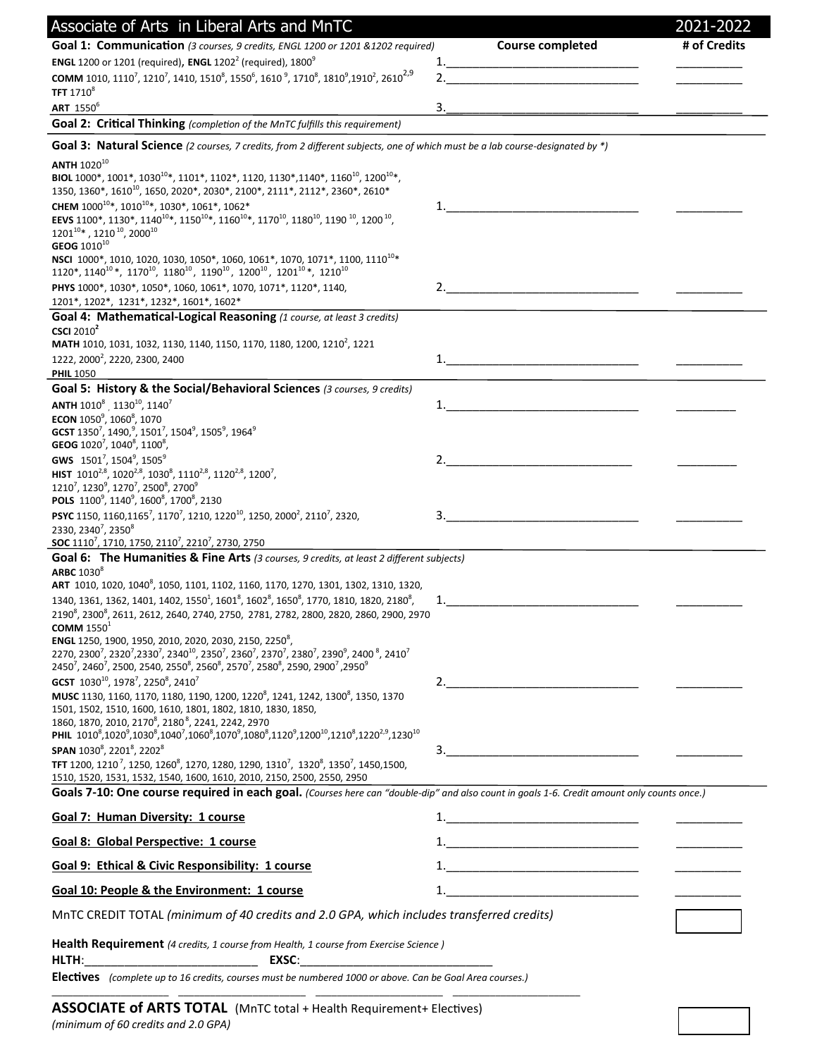# Associate of Arts in Liberal Arts and MnTC — 2021-2022

**Goal 1: Communication** *(3 courses, 9 credits, ENGL 1200 or 1201 &1202 required)* — **Course completed** — **# of Credits**

**ENGL** 1200 or 1201 (required), **ENGL** 1202[2] (required), 1800[9]
**COMM** 1010, 1110[7], 1210[7], 1410, 1510[8], 1550[6], 1610[9], 1710[8], 1810[9], 1910[2], 2610[2,9]
**TFT** 1710[8]
**ART** 1550[6]

1.______________________________ __________
2.______________________________ __________
3.______________________________ __________

**Goal 2: Critical Thinking** *(completion of the MnTC fulfills this requirement)*

**Goal 3: Natural Science** *(2 courses, 7 credits, from 2 different subjects, one of which must be a lab course-designated by *)*

**ANTH** 1020[10]
**BIOL** 1000*, 1001*, 1030[10]*, 1101*, 1102*, 1120, 1130*, 1140*, 1160[10], 1200[10]*, 1350, 1360*, 1610[10], 1650, 2020*, 2030*, 2100*, 2111*, 2112*, 2360*, 2610*
**CHEM** 1000[10]*, 1010[10]*, 1030*, 1061*, 1062*
**EEVS** 1100*, 1130*, 1140[10]*, 1150[10]*, 1160[10]*, 1170[10], 1180[10], 1190[10], 1200[10], 1201[10]*, 1210[10], 2000[10]
**GEOG** 1010[10]
**NSCI** 1000*, 1010, 1020, 1030, 1050*, 1060, 1061*, 1070, 1071*, 1100, 1110[10]*, 1120*, 1140[10]*, 1170[10], 1180[10], 1190[10], 1200[10], 1201[10]*, 1210[10]
**PHYS** 1000*, 1030*, 1050*, 1060, 1061*, 1070, 1071*, 1120*, 1140, 1201*, 1202*, 1231*, 1232*, 1601*, 1602*

1.______________________________ __________
2.______________________________ __________

**Goal 4: Mathematical-Logical Reasoning** *(1 course, at least 3 credits)*

**CSCI** 2010[2]
**MATH** 1010, 1031, 1032, 1130, 1140, 1150, 1170, 1180, 1200, 1210[2], 1221, 1222, 2000[2], 2220, 2300, 2400
**PHIL** 1050

1.______________________________ __________

**Goal 5: History & the Social/Behavioral Sciences** *(3 courses, 9 credits)*

**ANTH** 1010[8], 1130[10], 1140[7]
**ECON** 1050[9], 1060[8], 1070
**GCST** 1350[7], 1490[9], 1501[7], 1504[9], 1505[9], 1964[9]
**GEOG** 1020[7], 1040[8], 1100[8],
**GWS** 1501[7], 1504[9], 1505[9]
**HIST** 1010[2,8], 1020[2,8], 1030[8], 1110[2,8], 1120[2,8], 1200[7], 1210[7], 1230[9], 1270[7], 2500[8], 2700[9]
**POLS** 1100[9], 1140[9], 1600[8], 1700[8], 2130
**PSYC** 1150, 1160, 1165[7], 1170[7], 1210, 1220[10], 1250, 2000[2], 2110[7], 2320, 2330, 2340[7], 2350[8]
**SOC** 1110[7], 1710, 1750, 2110[7], 2210[7], 2730, 2750

1.______________________________ __________
2.______________________________ __________
3.______________________________ __________

**Goal 6: The Humanities & Fine Arts** *(3 courses, 9 credits, at least 2 different subjects)*

**ARBC** 1030[8]
**ART** 1010, 1020, 1040[8], 1050, 1101, 1102, 1160, 1170, 1270, 1301, 1302, 1310, 1320, 1340, 1361, 1362, 1401, 1402, 1550[1], 1601[8], 1602[8], 1650[8], 1770, 1810, 1820, 2180[8], 2190[8], 2300[8], 2611, 2612, 2640, 2740, 2750, 2781, 2782, 2800, 2820, 2860, 2900, 2970
**COMM** 1550[1]
**ENGL** 1250, 1900, 1950, 2010, 2020, 2030, 2150, 2250[8], 2270, 2300[7], 2320[7], 2330[7], 2340[10], 2350[7], 2360[7], 2370[7], 2380[7], 2390[9], 2400[8], 2410[7] 2450[7], 2460[7], 2500, 2540, 2550[8], 2560[8], 2570[7], 2580[8], 2590, 2900[7], 2950[9]
**GCST** 1030[10], 1978[7], 2250[8], 2410[7]
**MUSC** 1130, 1160, 1170, 1180, 1190, 1200, 1220[8], 1241, 1242, 1300[8], 1350, 1370 1501, 1502, 1510, 1600, 1610, 1801, 1802, 1810, 1830, 1850, 1860, 1870, 2010, 2170[8], 2180[8], 2241, 2242, 2970
**PHIL** 1010[8], 1020[9], 1030[8], 1040[7], 1060[8], 1070[9], 1080[8], 1120[9], 1200[10], 1210[8], 1220[2,9], 1230[10]
**SPAN** 1030[8], 2201[8], 2202[8]
**TFT** 1200, 1210[7], 1250, 1260[8], 1270, 1280, 1290, 1310[7], 1320[8], 1350[7], 1450, 1500, 1510, 1520, 1531, 1532, 1540, 1600, 1610, 2010, 2150, 2500, 2550, 2950

1.______________________________ __________
2.______________________________ __________
3.______________________________ __________

**Goals 7-10: One course required in each goal.** *(Courses here can "double-dip" and also count in goals 1-6. Credit amount only counts once.)*

**Goal 7: Human Diversity: 1 course** — 1.______________________________ __________

**Goal 8: Global Perspective: 1 course** — 1.______________________________ __________

**Goal 9: Ethical & Civic Responsibility: 1 course** — 1.______________________________ __________

**Goal 10: People & the Environment: 1 course** — 1.______________________________ __________

MnTC CREDIT TOTAL *(minimum of 40 credits and 2.0 GPA, which includes transferred credits)* [ ]

**Health Requirement** *(4 credits, 1 course from Health, 1 course from Exercise Science )*

**HLTH**:__________________________ **EXSC**:______________________________

**Electives** *(complete up to 16 credits, courses must be numbered 1000 or above. Can be Goal Area courses.)*

__________________ __________________ __________________ __________________

**ASSOCIATE of ARTS TOTAL** (MnTC total + Health Requirement+ Electives)
*(minimum of 60 credits and 2.0 GPA)* [ ]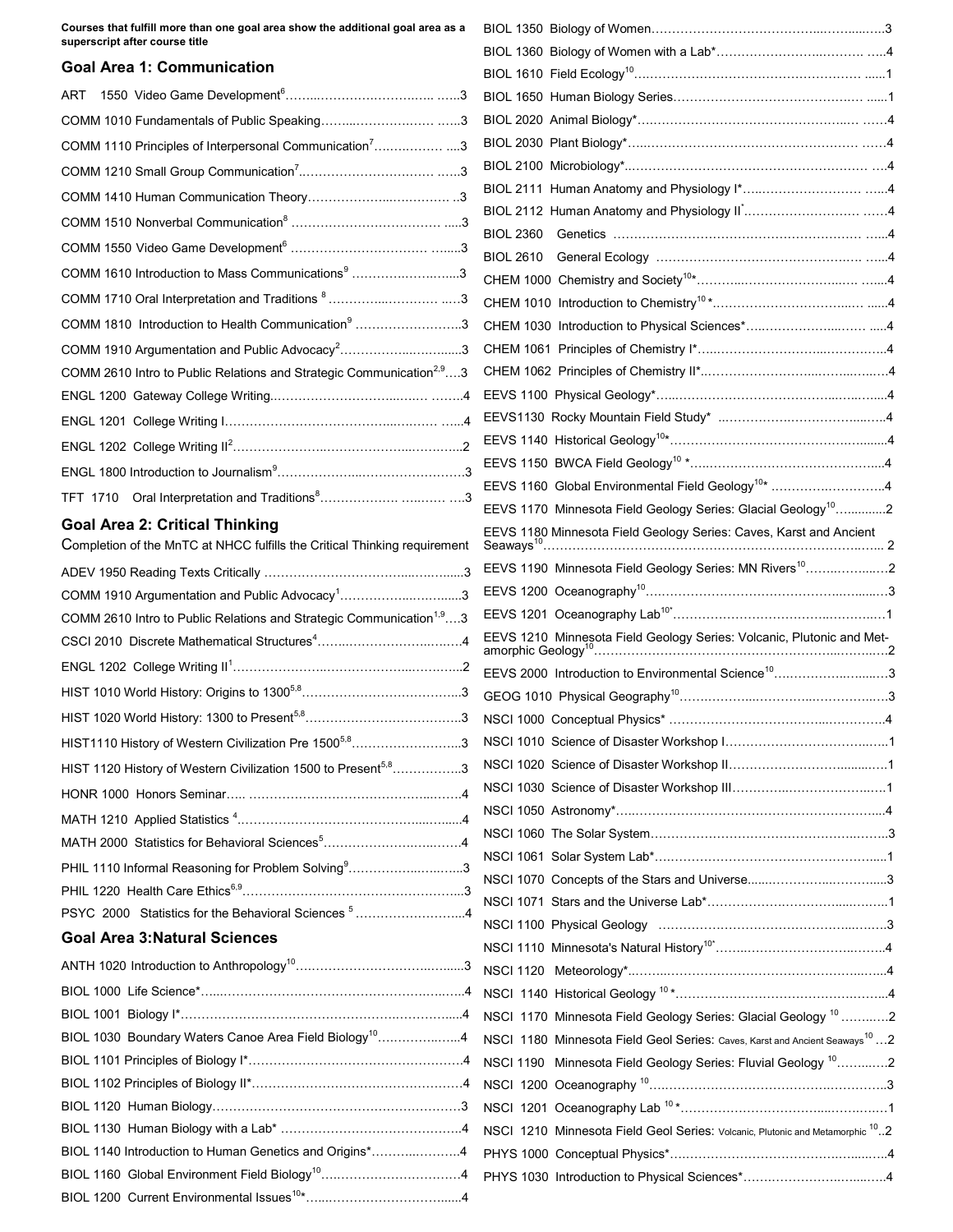**Courses that fulfill more than one goal area show the additional goal area as a superscript after course title**

## Goal Area 1: Communication

ART 1550 Video Game Development[6] …… 3
COMM 1010 Fundamentals of Public Speaking …… 3
COMM 1110 Principles of Interpersonal Communication[7] …… 3
COMM 1210 Small Group Communication[7] …… 3
COMM 1410 Human Communication Theory …… 3
COMM 1510 Nonverbal Communication[8] …… 3
COMM 1550 Video Game Development[6] …… 3
COMM 1610 Introduction to Mass Communications[9] …… 3
COMM 1710 Oral Interpretation and Traditions[8] …… 3
COMM 1810 Introduction to Health Communication[9] …… 3
COMM 1910 Argumentation and Public Advocacy[2] …… 3
COMM 2610 Intro to Public Relations and Strategic Communication[2,9] …… 3
ENGL 1200 Gateway College Writing …… 4
ENGL 1201 College Writing I …… 4
ENGL 1202 College Writing II[2] …… 2
ENGL 1800 Introduction to Journalism[9] …… 3
TFT 1710 Oral Interpretation and Traditions[8] …… 3

## Goal Area 2: Critical Thinking

Completion of the MnTC at NHCC fulfills the Critical Thinking requirement

ADEV 1950 Reading Texts Critically …… 3
COMM 1910 Argumentation and Public Advocacy[1] …… 3
COMM 2610 Intro to Public Relations and Strategic Communication[1,9] …… 3
CSCI 2010 Discrete Mathematical Structures[4] …… 4
ENGL 1202 College Writing II[1] …… 2
HIST 1010 World History: Origins to 1300[5,8] …… 3
HIST 1020 World History: 1300 to Present[5,8] …… 3
HIST1110 History of Western Civilization Pre 1500[5,8] …… 3
HIST 1120 History of Western Civilization 1500 to Present[5,8] …… 3
HONR 1000 Honors Seminar …… 4
MATH 1210 Applied Statistics[4] …… 4
MATH 2000 Statistics for Behavioral Sciences[5] …… 4
PHIL 1110 Informal Reasoning for Problem Solving[9] …… 3
PHIL 1220 Health Care Ethics[6,9] …… 3
PSYC 2000 Statistics for the Behavioral Sciences[5] …… 4

## Goal Area 3: Natural Sciences

ANTH 1020 Introduction to Anthropology[10] …… 3
BIOL 1000 Life Science* …… 4
BIOL 1001 Biology I* …… 4
BIOL 1030 Boundary Waters Canoe Area Field Biology[10] …… 4
BIOL 1101 Principles of Biology I* …… 4
BIOL 1102 Principles of Biology II* …… 4
BIOL 1120 Human Biology …… 3
BIOL 1130 Human Biology with a Lab* …… 4
BIOL 1140 Introduction to Human Genetics and Origins* …… 4
BIOL 1160 Global Environment Field Biology[10] …… 4
BIOL 1200 Current Environmental Issues[10]* …… 4
BIOL 1350 Biology of Women …… 3
BIOL 1360 Biology of Women with a Lab* …… 4
BIOL 1610 Field Ecology[10] …… 1
BIOL 1650 Human Biology Series …… 1
BIOL 2020 Animal Biology* …… 4
BIOL 2030 Plant Biology* …… 4
BIOL 2100 Microbiology* …… 4
BIOL 2111 Human Anatomy and Physiology I* …… 4
BIOL 2112 Human Anatomy and Physiology II* …… 4
BIOL 2360 Genetics …… 4
BIOL 2610 General Ecology …… 4
CHEM 1000 Chemistry and Society[10]* …… 4
CHEM 1010 Introduction to Chemistry[10]* …… 4
CHEM 1030 Introduction to Physical Sciences* …… 4
CHEM 1061 Principles of Chemistry I* …… 4
CHEM 1062 Principles of Chemistry II* …… 4
EEVS 1100 Physical Geology* …… 4
EEVS1130 Rocky Mountain Field Study* …… 4
EEVS 1140 Historical Geology[10]* …… 4
EEVS 1150 BWCA Field Geology[10]* …… 4
EEVS 1160 Global Environmental Field Geology[10]* …… 4
EEVS 1170 Minnesota Field Geology Series: Glacial Geology[10] …… 2
EEVS 1180 Minnesota Field Geology Series: Caves, Karst and Ancient Seaways[10] …… 2
EEVS 1190 Minnesota Field Geology Series: MN Rivers[10] …… 2
EEVS 1200 Oceanography[10] …… 3
EEVS 1201 Oceanography Lab[10]* …… 1
EEVS 1210 Minnesota Field Geology Series: Volcanic, Plutonic and Metamorphic Geology[10] …… 2
EEVS 2000 Introduction to Environmental Science[10] …… 3
GEOG 1010 Physical Geography[10] …… 3
NSCI 1000 Conceptual Physics* …… 4
NSCI 1010 Science of Disaster Workshop I …… 1
NSCI 1020 Science of Disaster Workshop II …… 1
NSCI 1030 Science of Disaster Workshop III …… 1
NSCI 1050 Astronomy* …… 4
NSCI 1060 The Solar System …… 3
NSCI 1061 Solar System Lab* …… 1
NSCI 1070 Concepts of the Stars and Universe …… 3
NSCI 1071 Stars and the Universe Lab* …… 1
NSCI 1100 Physical Geology …… 3
NSCI 1110 Minnesota's Natural History[10]* …… 4
NSCI 1120 Meteorology* …… 4
NSCI 1140 Historical Geology[10]* …… 4
NSCI 1170 Minnesota Field Geology Series: Glacial Geology[10] …… 2
NSCI 1180 Minnesota Field Geol Series: Caves, Karst and Ancient Seaways[10] …… 2
NSCI 1190 Minnesota Field Geology Series: Fluvial Geology[10] …… 2
NSCI 1200 Oceanography[10] …… 3
NSCI 1201 Oceanography Lab[10]* …… 1
NSCI 1210 Minnesota Field Geol Series: Volcanic, Plutonic and Metamorphic[10] …… 2
PHYS 1000 Conceptual Physics* …… 4
PHYS 1030 Introduction to Physical Sciences* …… 4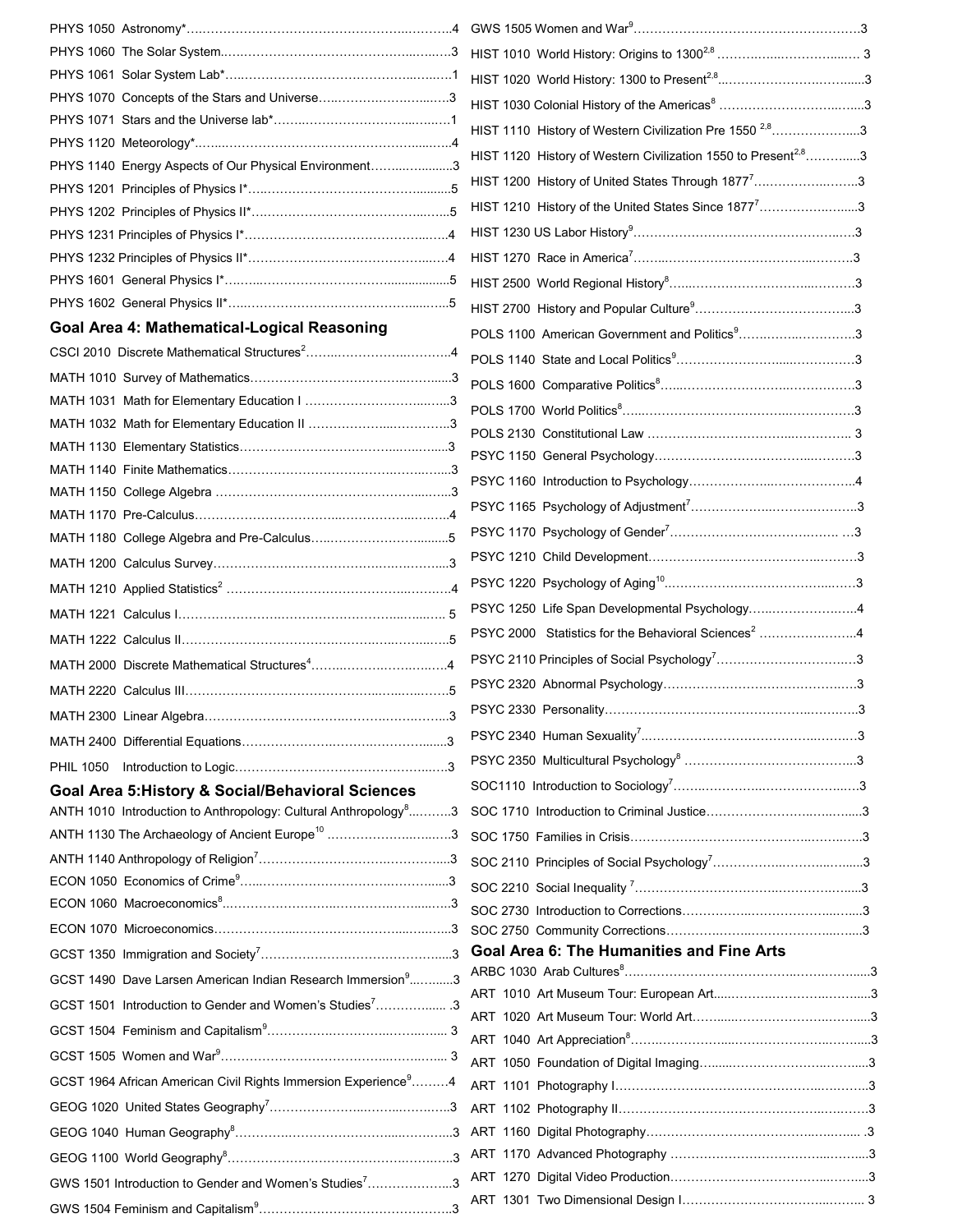PHYS 1050 Astronomy*……………………………………………………..4

PHYS 1060 The Solar System……………………………………………..3

PHYS 1061 Solar System Lab*……………………………………………..1

PHYS 1070 Concepts of the Stars and Universe……………………………..3

PHYS 1071 Stars and the Universe lab*……………………………………..1

PHYS 1120 Meteorology*……………………………………………………..4

PHYS 1140 Energy Aspects of Our Physical Environment……………………..3

PHYS 1201 Principles of Physics I*……………………………………………..5

PHYS 1202 Principles of Physics II*……………………………………………..5

PHYS 1231 Principles of Physics I*……………………………………………..4

PHYS 1232 Principles of Physics II*……………………………………………..4

PHYS 1601 General Physics I*……………………………………………..5

PHYS 1602 General Physics II*……………………………………………..5

## Goal Area 4: Mathematical-Logical Reasoning

CSCI 2010 Discrete Mathematical Structures[2]……………………………..4

MATH 1010 Survey of Mathematics……………………………………………..3

MATH 1031 Math for Elementary Education I ……………………………..3

MATH 1032 Math for Elementary Education II ……………………………..3

MATH 1130 Elementary Statistics……………………………………………..3

MATH 1140 Finite Mathematics……………………………………………..3

MATH 1150 College Algebra ……………………………………………..3

MATH 1170 Pre-Calculus……………………………………………..4

MATH 1180 College Algebra and Pre-Calculus……………………………..5

MATH 1200 Calculus Survey……………………………………………..3

MATH 1210 Applied Statistics[2] ……………………………………………..4

MATH 1221 Calculus I…………………………………………….. 5

MATH 1222 Calculus II……………………………………………..5

MATH 2000 Discrete Mathematical Structures[4]……………………………..4

MATH 2220 Calculus III……………………………………………..5

MATH 2300 Linear Algebra……………………………………………..3

MATH 2400 Differential Equations……………………………………………..3

PHIL 1050 Introduction to Logic……………………………………………..3

## Goal Area 5: History & Social/Behavioral Sciences

ANTH 1010 Introduction to Anthropology: Cultural Anthropology[8]………..3

ANTH 1130 The Archaeology of Ancient Europe[10] ……………………………..3

ANTH 1140 Anthropology of Religion[7]……………………………………………..3

ECON 1050 Economics of Crime[9]……………………………………………..3

ECON 1060 Macroeconomics[8]……………………………………………..3

ECON 1070 Microeconomics……………………………………………..3

GCST 1350 Immigration and Society[7]……………………………………………..3

GCST 1490 Dave Larsen American Indian Research Immersion[9]………..3

GCST 1501 Introduction to Gender and Women's Studies[7]……………….. 3

GCST 1504 Feminism and Capitalism[9]……………………………………………..3

GCST 1505 Women and War[9]……………………………………………..3

GCST 1964 African American Civil Rights Immersion Experience[9]………4

GEOG 1020 United States Geography[7]……………………………………………..3

GEOG 1040 Human Geography[8]……………………………………………..3

GEOG 1100 World Geography[8]……………………………………………..3

GWS 1501 Introduction to Gender and Women's Studies[7]…………………..3

GWS 1504 Feminism and Capitalism[9]……………………………………………..3

GWS 1505 Women and War[9]……………………………………………..3

HIST 1010 World History: Origins to 1300[2,8] ……………………………..3

HIST 1020 World History: 1300 to Present[2,8]……………………………..3

HIST 1030 Colonial History of the Americas[8] ……………………………..3

HIST 1110 History of Western Civilization Pre 1550 [2,8]…………………..3

HIST 1120 History of Western Civilization 1550 to Present[2,8]…………..3

HIST 1200 History of United States Through 1877[7]…………………..3

HIST 1210 History of the United States Since 1877[7]…………………..3

HIST 1230 US Labor History[9]……………………………………………..3

HIST 1270 Race in America[7]……………………………………………..3

HIST 2500 World Regional History[8]……………………………………………..3

HIST 2700 History and Popular Culture[9]……………………………………………..3

POLS 1100 American Government and Politics[9]……………………………..3

POLS 1140 State and Local Politics[9]……………………………………………..3

POLS 1600 Comparative Politics[8]……………………………………………..3

POLS 1700 World Politics[8]……………………………………………..3

POLS 2130 Constitutional Law …………………………………………….. 3

PSYC 1150 General Psychology……………………………………………..3

PSYC 1160 Introduction to Psychology……………………………………………..4

PSYC 1165 Psychology of Adjustment[7]……………………………………………..3

PSYC 1170 Psychology of Gender[7]…………………………………………… …3

PSYC 1210 Child Development……………………………………………..3

PSYC 1220 Psychology of Aging[10]……………………………………………..3

PSYC 1250 Life Span Developmental Psychology……………………………..4

PSYC 2000 Statistics for the Behavioral Sciences[2] …………………..4

PSYC 2110 Principles of Social Psychology[7]……………………………..3

PSYC 2320 Abnormal Psychology……………………………………………..3

PSYC 2330 Personality……………………………………………..3

PSYC 2340 Human Sexuality[7]……………………………………………..3

PSYC 2350 Multicultural Psychology[8] ……………………………………………..3

SOC1110 Introduction to Sociology[7]……………………………………………..3

SOC 1710 Introduction to Criminal Justice……………………………………………..3

SOC 1750 Families in Crisis……………………………………………..3

SOC 2110 Principles of Social Psychology[7]……………………………………………..3

SOC 2210 Social Inequality [7]……………………………………………..3

SOC 2730 Introduction to Corrections……………………………………………..3

SOC 2750 Community Corrections……………………………………………..3

## Goal Area 6: The Humanities and Fine Arts

ARBC 1030 Arab Cultures[8]……………………………………………..3

ART 1010 Art Museum Tour: European Art……………………………………..3

ART 1020 Art Museum Tour: World Art……………………………………..3

ART 1040 Art Appreciation[8]……………………………………………..3

ART 1050 Foundation of Digital Imaging……………………………………..3

ART 1101 Photography I……………………………………………..3

ART 1102 Photography II……………………………………………..3

ART 1160 Digital Photography……………………………………………..3

ART 1170 Advanced Photography ……………………………………………..3

ART 1270 Digital Video Production……………………………………………..3

ART 1301 Two Dimensional Design I…………………………………………….. 3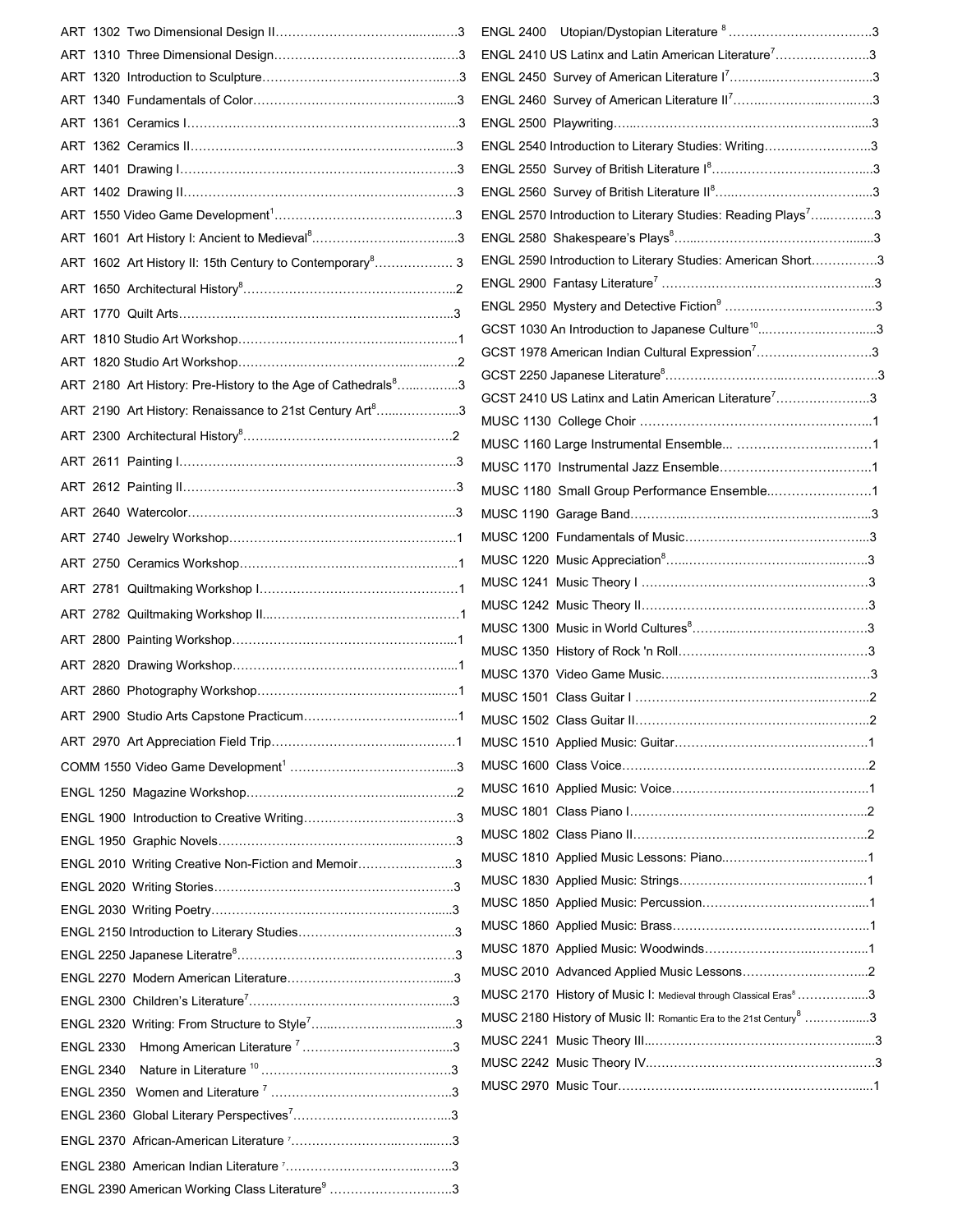ART 1302 Two Dimensional Design II……………………………………3
ART 1310 Three Dimensional Design……………………………………3
ART 1320 Introduction to Sculpture……………………………………3
ART 1340 Fundamentals of Color………………………………………3
ART 1361 Ceramics I…………………………………………………3
ART 1362 Ceramics II…………………………………………………3
ART 1401 Drawing I…………………………………………………3
ART 1402 Drawing II…………………………………………………3
ART 1550 Video Game Development[1]…………………………………3
ART 1601 Art History I: Ancient to Medieval[8]…………………………3
ART 1602 Art History II: 15th Century to Contemporary[8]………………3
ART 1650 Architectural History[8]………………………………………2
ART 1770 Quilt Arts…………………………………………………3
ART 1810 Studio Art Workshop………………………………………1
ART 1820 Studio Art Workshop………………………………………2
ART 2180 Art History: Pre-History to the Age of Cathedrals[8]……………3
ART 2190 Art History: Renaissance to 21st Century Art[8]…………………3
ART 2300 Architectural History[8]………………………………………2
ART 2611 Painting I…………………………………………………3
ART 2612 Painting II…………………………………………………3
ART 2640 Watercolor…………………………………………………3
ART 2740 Jewelry Workshop……………………………………………1
ART 2750 Ceramics Workshop…………………………………………1
ART 2781 Quiltmaking Workshop I………………………………………1
ART 2782 Quiltmaking Workshop II………………………………………1
ART 2800 Painting Workshop……………………………………………1
ART 2820 Drawing Workshop……………………………………………1
ART 2860 Photography Workshop………………………………………1
ART 2900 Studio Arts Capstone Practicum………………………………1
ART 2970 Art Appreciation Field Trip……………………………………1
COMM 1550 Video Game Development[1]………………………………3
ENGL 1250 Magazine Workshop…………………………………………2
ENGL 1900 Introduction to Creative Writing………………………………3
ENGL 1950 Graphic Novels………………………………………………3
ENGL 2010 Writing Creative Non-Fiction and Memoir………………………3
ENGL 2020 Writing Stories………………………………………………3
ENGL 2030 Writing Poetry………………………………………………3
ENGL 2150 Introduction to Literary Studies………………………………3
ENGL 2250 Japanese Literatre[8]…………………………………………3
ENGL 2270 Modern American Literature…………………………………3
ENGL 2300 Children's Literature[7]………………………………………3
ENGL 2320 Writing: From Structure to Style[7]……………………………3
ENGL 2330 Hmong American Literature [7]………………………………3
ENGL 2340 Nature in Literature [10]………………………………………3
ENGL 2350 Women and Literature [7]……………………………………3
ENGL 2360 Global Literary Perspectives[7]………………………………3
ENGL 2370 African-American Literature [7]………………………………3
ENGL 2380 American Indian Literature [7]………………………………3
ENGL 2390 American Working Class Literature[9]…………………………3
ENGL 2400 Utopian/Dystopian Literature [8]………………………………3
ENGL 2410 US Latinx and Latin American Literature[7]……………………3
ENGL 2450 Survey of American Literature I[7]……………………………3
ENGL 2460 Survey of American Literature II[7]……………………………3
ENGL 2500 Playwriting…………………………………………………3
ENGL 2540 Introduction to Literary Studies: Writing………………………3
ENGL 2550 Survey of British Literature I[8]………………………………3
ENGL 2560 Survey of British Literature II[8]………………………………3
ENGL 2570 Introduction to Literary Studies: Reading Plays[7]………………3
ENGL 2580 Shakespeare's Plays[8]………………………………………3
ENGL 2590 Introduction to Literary Studies: American Short………………3
ENGL 2900 Fantasy Literature[7]…………………………………………3
ENGL 2950 Mystery and Detective Fiction[9]………………………………3
GCST 1030 An Introduction to Japanese Culture[10]…………………………3
GCST 1978 American Indian Cultural Expression[7]…………………………3
GCST 2250 Japanese Literature[8]…………………………………………3
GCST 2410 US Latinx and Latin American Literature[7]……………………3
MUSC 1130 College Choir………………………………………………1
MUSC 1160 Large Instrumental Ensemble…………………………………1
MUSC 1170 Instrumental Jazz Ensemble…………………………………1
MUSC 1180 Small Group Performance Ensemble……………………………1
MUSC 1190 Garage Band…………………………………………………3
MUSC 1200 Fundamentals of Music………………………………………3
MUSC 1220 Music Appreciation[8]…………………………………………3
MUSC 1241 Music Theory I………………………………………………3
MUSC 1242 Music Theory II………………………………………………3
MUSC 1300 Music in World Cultures[8]……………………………………3
MUSC 1350 History of Rock 'n Roll………………………………………3
MUSC 1370 Video Game Music……………………………………………3
MUSC 1501 Class Guitar I…………………………………………………2
MUSC 1502 Class Guitar II…………………………………………………2
MUSC 1510 Applied Music: Guitar…………………………………………1
MUSC 1600 Class Voice……………………………………………………2
MUSC 1610 Applied Music: Voice…………………………………………1
MUSC 1801 Class Piano I…………………………………………………2
MUSC 1802 Class Piano II…………………………………………………2
MUSC 1810 Applied Music Lessons: Piano…………………………………1
MUSC 1830 Applied Music: Strings…………………………………………1
MUSC 1850 Applied Music: Percussion………………………………………1
MUSC 1860 Applied Music: Brass……………………………………………1
MUSC 1870 Applied Music: Woodwinds………………………………………1
MUSC 2010 Advanced Applied Music Lessons…………………………………2
MUSC 2170 History of Music I: Medieval through Classical Eras[8]……………3
MUSC 2180 History of Music II: Romantic Era to the 21st Century[8]…………3
MUSC 2241 Music Theory III…………………………………………………3
MUSC 2242 Music Theory IV…………………………………………………3
MUSC 2970 Music Tour………………………………………………………1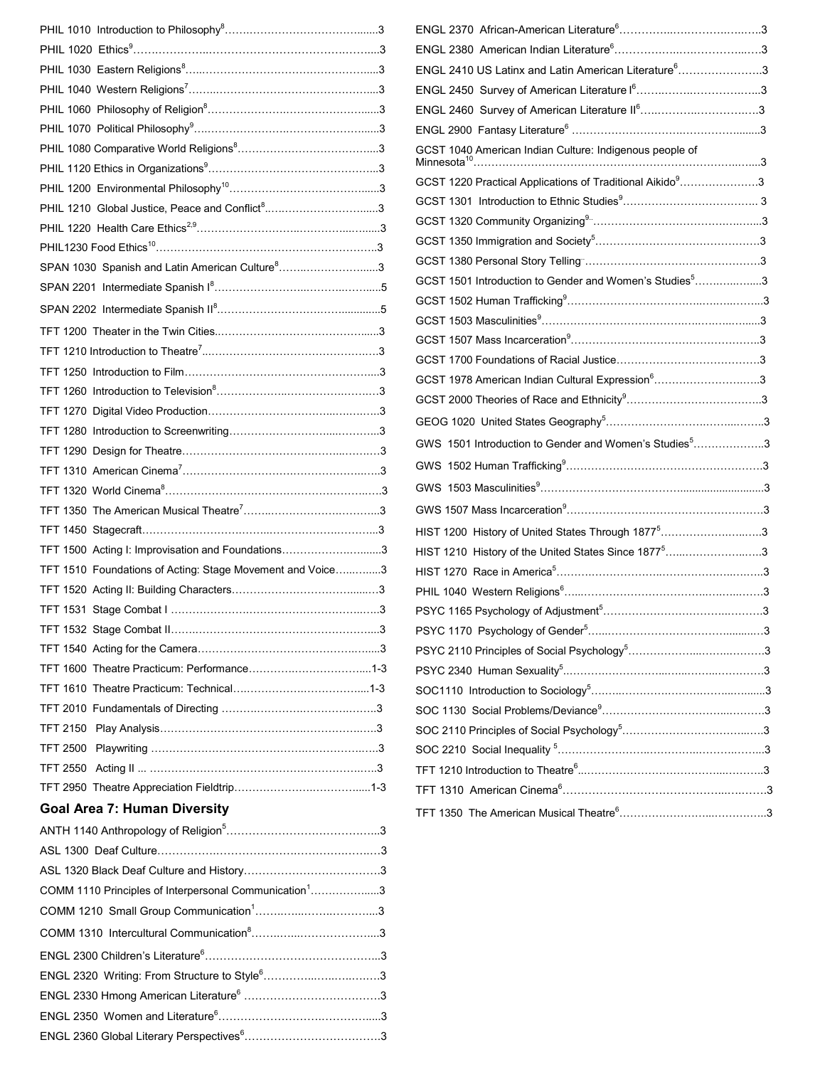PHIL 1010 Introduction to Philosophy[8]......................................3

PHIL 1020 Ethics[9]......................................3

PHIL 1030 Eastern Religions[8]......................................3

PHIL 1040 Western Religions[7]......................................3

PHIL 1060 Philosophy of Religion[8]......................................3

PHIL 1070 Political Philosophy[9]......................................3

PHIL 1080 Comparative World Religions[8]......................................3

PHIL 1120 Ethics in Organizations[9]......................................3

PHIL 1200 Environmental Philosophy[10]......................................3

PHIL 1210 Global Justice, Peace and Conflict[8]......................................3

PHIL 1220 Health Care Ethics[2,9]......................................3

PHIL1230 Food Ethics[10]......................................3

SPAN 1030 Spanish and Latin American Culture[8]......................................3

SPAN 2201 Intermediate Spanish I[8]......................................5

SPAN 2202 Intermediate Spanish II[8]......................................5

TFT 1200 Theater in the Twin Cities......................................3

TFT 1210 Introduction to Theatre[7]......................................3

TFT 1250 Introduction to Film......................................3

TFT 1260 Introduction to Television[8]......................................3

TFT 1270 Digital Video Production......................................3

TFT 1280 Introduction to Screenwriting......................................3

TFT 1290 Design for Theatre......................................3

TFT 1310 American Cinema[7]......................................3

TFT 1320 World Cinema[8]......................................3

TFT 1350 The American Musical Theatre[7]......................................3

TFT 1450 Stagecraft......................................3

TFT 1500 Acting I: Improvisation and Foundations......................................3

TFT 1510 Foundations of Acting: Stage Movement and Voice......................................3

TFT 1520 Acting II: Building Characters......................................3

TFT 1531 Stage Combat I......................................3

TFT 1532 Stage Combat II......................................3

TFT 1540 Acting for the Camera......................................3

TFT 1600 Theatre Practicum: Performance......................................1-3

TFT 1610 Theatre Practicum: Technical......................................1-3

TFT 2010 Fundamentals of Directing......................................3

TFT 2150 Play Analysis......................................3

TFT 2500 Playwriting......................................3

TFT 2550 Acting II ......................................3

TFT 2950 Theatre Appreciation Fieldtrip......................................1-3

## Goal Area 7: Human Diversity

ANTH 1140 Anthropology of Religion[5]......................................3

ASL 1300 Deaf Culture......................................3

ASL 1320 Black Deaf Culture and History......................................3

COMM 1110 Principles of Interpersonal Communication[1]......................................3

COMM 1210 Small Group Communication[1]......................................3

COMM 1310 Intercultural Communication[8]......................................3

ENGL 2300 Children's Literature[6]......................................3

ENGL 2320 Writing: From Structure to Style[6]......................................3

ENGL 2330 Hmong American Literature[6]......................................3

ENGL 2350 Women and Literature[6]......................................3

ENGL 2360 Global Literary Perspectives[6]......................................3

ENGL 2370 African-American Literature[6]......................................3

ENGL 2380 American Indian Literature[6]......................................3

ENGL 2410 US Latinx and Latin American Literature[6]......................................3

ENGL 2450 Survey of American Literature I[6]......................................3

ENGL 2460 Survey of American Literature II[6]......................................3

ENGL 2900 Fantasy Literature[6]......................................3

GCST 1040 American Indian Culture: Indigenous people of Minnesota[10]......................................3

GCST 1220 Practical Applications of Traditional Aikido[9]......................................3

GCST 1301 Introduction to Ethnic Studies[9]......................................3

GCST 1320 Community Organizing[9]......................................3

GCST 1350 Immigration and Society[5]......................................3

GCST 1380 Personal Story Telling......................................3

GCST 1501 Introduction to Gender and Women's Studies[5]......................................3

GCST 1502 Human Trafficking[9]......................................3

GCST 1503 Masculinities[9]......................................3

GCST 1507 Mass Incarceration[9]......................................3

GCST 1700 Foundations of Racial Justice......................................3

GCST 1978 American Indian Cultural Expression[6]......................................3

GCST 2000 Theories of Race and Ethnicity[9]......................................3

GEOG 1020 United States Geography[5]......................................3

GWS 1501 Introduction to Gender and Women's Studies[5]......................................3

GWS 1502 Human Trafficking[9]......................................3

GWS 1503 Masculinities[9]......................................3

GWS 1507 Mass Incarceration[9]......................................3

HIST 1200 History of United States Through 1877[5]......................................3

HIST 1210 History of the United States Since 1877[5]......................................3

HIST 1270 Race in America[5]......................................3

PHIL 1040 Western Religions[6]......................................3

PSYC 1165 Psychology of Adjustment[5]......................................3

PSYC 1170 Psychology of Gender[5]......................................3

PSYC 2110 Principles of Social Psychology[5]......................................3

PSYC 2340 Human Sexuality[5]......................................3

SOC1110 Introduction to Sociology[5]......................................3

SOC 1130 Social Problems/Deviance[9]......................................3

SOC 2110 Principles of Social Psychology[5]......................................3

SOC 2210 Social Inequality [5]......................................3

TFT 1210 Introduction to Theatre[6]......................................3

TFT 1310 American Cinema[6]......................................3

TFT 1350 The American Musical Theatre[6]......................................3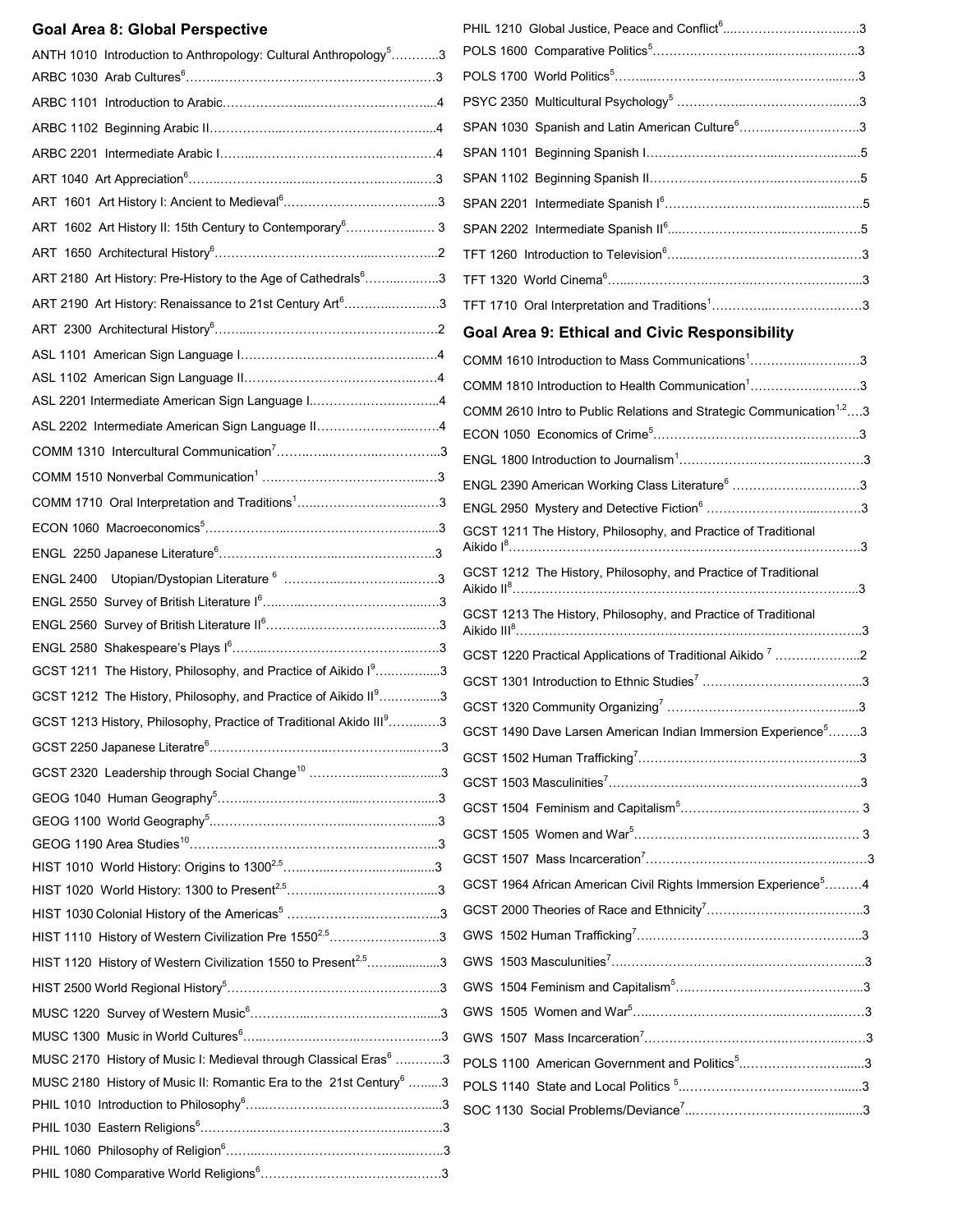## Goal Area 8: Global Perspective

ANTH 1010 Introduction to Anthropology: Cultural Anthropology[5]……….3
ARBC 1030 Arab Cultures[6]……………………………………………3
ARBC 1101 Introduction to Arabic……………………………………4
ARBC 1102 Beginning Arabic II………………………………………4
ARBC 2201 Intermediate Arabic I……………………………………4
ART 1040 Art Appreciation[6]…………………………………………3
ART 1601 Art History I: Ancient to Medieval[6]…………………………3
ART 1602 Art History II: 15th Century to Contemporary[6]……………… 3
ART 1650 Architectural History[6]………………………………………2
ART 2180 Art History: Pre-History to the Age of Cathedrals[6]……………3
ART 2190 Art History: Renaissance to 21st Century Art[6]………………3
ART 2300 Architectural History[6]………………………………………2
ASL 1101 American Sign Language I…………………………………4
ASL 1102 American Sign Language II…………………………………4
ASL 2201 Intermediate American Sign Language I………………………4
ASL 2202 Intermediate American Sign Language II……………………4
COMM 1310 Intercultural Communication[7]……………………………3
COMM 1510 Nonverbal Communication[1] ……………………………3
COMM 1710 Oral Interpretation and Traditions[1]………………………3
ECON 1060 Macroeconomics[5]…………………………………………3
ENGL 2250 Japanese Literature[6]………………………………………3
ENGL 2400 Utopian/Dystopian Literature [6] ……………………………3
ENGL 2550 Survey of British Literature I[6]………………………………3
ENGL 2560 Survey of British Literature II[6]………………………………3
ENGL 2580 Shakespeare's Plays I[6]……………………………………3
GCST 1211 The History, Philosophy, and Practice of Aikido I[9]……………3
GCST 1212 The History, Philosophy, and Practice of Aikido II[9]……………3
GCST 1213 History, Philosophy, Practice of Traditional Akido III[9]…………3
GCST 2250 Japanese Literatre[6]…………………………………………3
GCST 2320 Leadership through Social Change[10] ………………………3
GEOG 1040 Human Geography[5]…………………………………………3
GEOG 1100 World Geography[5]…………………………………………3
GEOG 1190 Area Studies[10]……………………………………………3
HIST 1010 World History: Origins to 1300[2,5]……………………………3
HIST 1020 World History: 1300 to Present[2,5]……………………………3
HIST 1030 Colonial History of the Americas[5] ……………………………3
HIST 1110 History of Western Civilization Pre 1550[2,5]……………………3
HIST 1120 History of Western Civilization 1550 to Present[2,5]………………3
HIST 2500 World Regional History[5]……………………………………3
MUSC 1220 Survey of Western Music[6]…………………………………3
MUSC 1300 Music in World Cultures[6]…………………………………3
MUSC 2170 History of Music I: Medieval through Classical Eras[6] …………3
MUSC 2180 History of Music II: Romantic Era to the 21st Century[6] ………3
PHIL 1010 Introduction to Philosophy[6]…………………………………3
PHIL 1030 Eastern Religions[6]…………………………………………3
PHIL 1060 Philosophy of Religion[6]……………………………………3
PHIL 1080 Comparative World Religions[6]………………………………3
PHIL 1210 Global Justice, Peace and Conflict[6]……………………………3
POLS 1600 Comparative Politics[5]………………………………………3
POLS 1700 World Politics[5]……………………………………………3
PSYC 2350 Multicultural Psychology[5] …………………………………3
SPAN 1030 Spanish and Latin American Culture[6]…………………………3
SPAN 1101 Beginning Spanish I…………………………………………5
SPAN 1102 Beginning Spanish II…………………………………………5
SPAN 2201 Intermediate Spanish I[6]……………………………………5
SPAN 2202 Intermediate Spanish II[6]……………………………………5
TFT 1260 Introduction to Television[6]……………………………………3
TFT 1320 World Cinema[6]………………………………………………3
TFT 1710 Oral Interpretation and Traditions[1]……………………………3

## Goal Area 9: Ethical and Civic Responsibility

COMM 1610 Introduction to Mass Communications[1]………………………3
COMM 1810 Introduction to Health Communication[1]………………………3
COMM 2610 Intro to Public Relations and Strategic Communication[1,2]….3
ECON 1050 Economics of Crime[5]………………………………………3
ENGL 1800 Introduction to Journalism[1]…………………………………3
ENGL 2390 American Working Class Literature[6] …………………………3
ENGL 2950 Mystery and Detective Fiction[6] ………………………………3
GCST 1211 The History, Philosophy, and Practice of Traditional Aikido I[8]……………………………………………………………………3
GCST 1212 The History, Philosophy, and Practice of Traditional Aikido II[8]……………………………………………………………………3
GCST 1213 The History, Philosophy, and Practice of Traditional Aikido III[8]……………………………………………………………………3
GCST 1220 Practical Applications of Traditional Aikido [7] ………………2
GCST 1301 Introduction to Ethnic Studies[7] ………………………………3
GCST 1320 Community Organizing[7] ……………………………………3
GCST 1490 Dave Larsen American Indian Immersion Experience[5]……..3
GCST 1502 Human Trafficking[7]…………………………………………3
GCST 1503 Masculinities[7]………………………………………………3
GCST 1504 Feminism and Capitalism[5]…………………………………… 3
GCST 1505 Women and War[5]…………………………………………… 3
GCST 1507 Mass Incarceration[7]…………………………………………3
GCST 1964 African American Civil Rights Immersion Experience[5]………4
GCST 2000 Theories of Race and Ethnicity[7]………………………………3
GWS 1502 Human Trafficking[7]…………………………………………3
GWS 1503 Masculinities[7]………………………………………………3
GWS 1504 Feminism and Capitalism[5]……………………………………3
GWS 1505 Women and War[5]……………………………………………3
GWS 1507 Mass Incarceration[7]…………………………………………3
POLS 1100 American Government and Politics[5]…………………………3
POLS 1140 State and Local Politics [5]……………………………………3
SOC 1130 Social Problems/Deviance[7]……………………………………3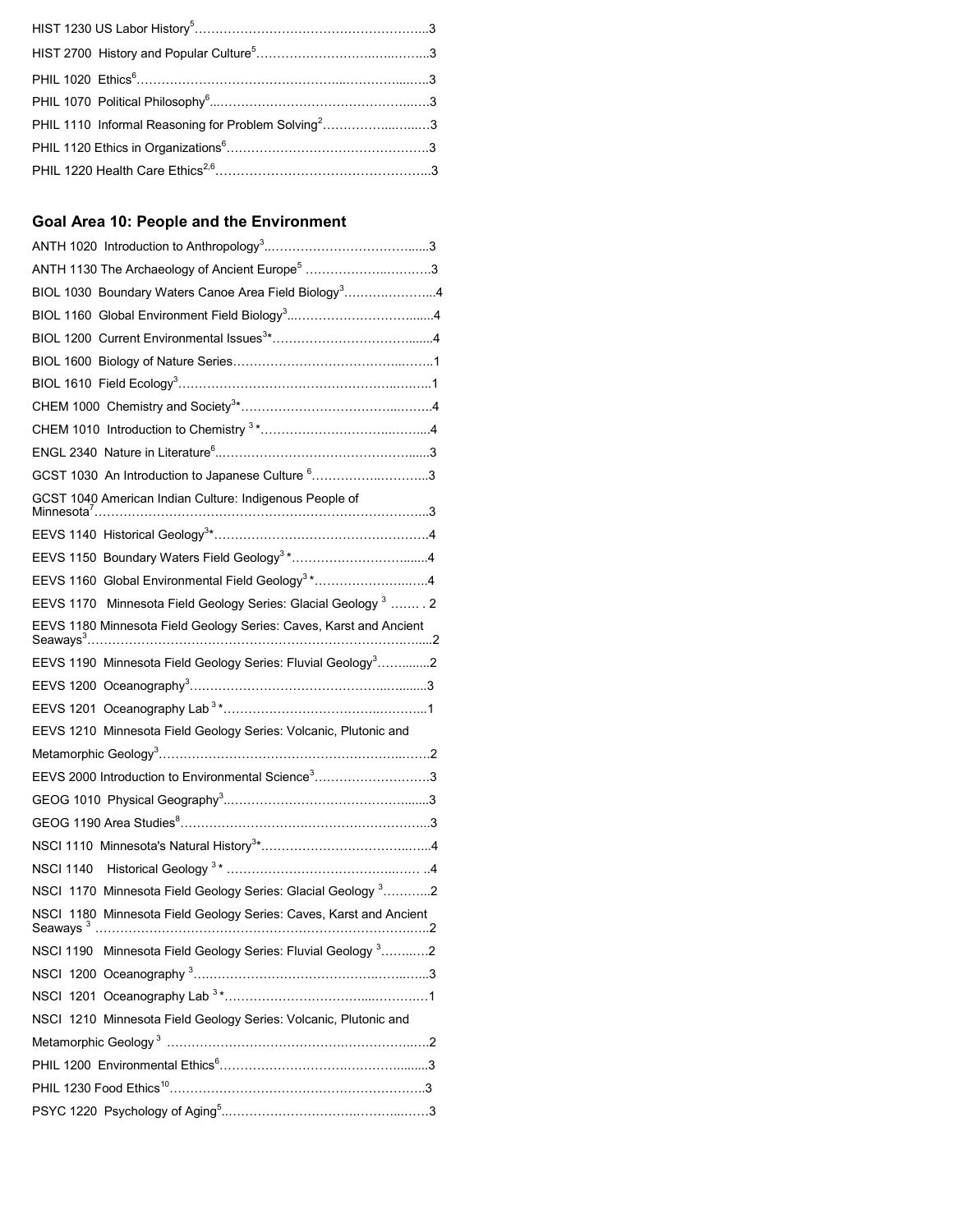HIST 1230 US Labor History[5]……………………………………………..3

HIST 2700 History and Popular Culture[5]……………………..…..……..3

PHIL 1020 Ethics[6]……………………………………..………...…..3

PHIL 1070 Political Philosophy[6]..…………………………………..…3

PHIL 1110 Informal Reasoning for Problem Solving[2]………………..…..3

PHIL 1120 Ethics in Organizations[6]……………………………………3

PHIL 1220 Health Care Ethics[2,6]…………………………………………..3

## Goal Area 10: People and the Environment

ANTH 1020 Introduction to Anthropology[3]..……………………………....3

ANTH 1130 The Archaeology of Ancient Europe[5] ……………..……….3

BIOL 1030 Boundary Waters Canoe Area Field Biology[3]…………………..4

BIOL 1160 Global Environment Field Biology[3]..………………………......4

BIOL 1200 Current Environmental Issues[3]*……………………………......4

BIOL 1600 Biology of Nature Series…………………………………..……..1

BIOL 1610 Field Ecology[3]…………………………………………..……..1

CHEM 1000 Chemistry and Society[3]*………………………………..……..4

CHEM 1010 Introduction to Chemistry [3]*…………………………..……...4

ENGL 2340 Nature in Literature[6]..……………………………………......3

GCST 1030 An Introduction to Japanese Culture [6]…………..………..3

GCST 1040 American Indian Culture: Indigenous People of Minnesota[7]……………………………………………………………..3

EEVS 1140 Historical Geology[3]*……………………………………….4

EEVS 1150 Boundary Waters Field Geology[3]*……………………......4

EEVS 1160 Global Environmental Field Geology[3]*…………………..….4

EEVS 1170 Minnesota Field Geology Series: Glacial Geology [3] ……. . 2

EEVS 1180 Minnesota Field Geology Series: Caves, Karst and Ancient Seaways[3]…………………………………………………………….....2

EEVS 1190 Minnesota Field Geology Series: Fluvial Geology[3]……......2

EEVS 1200 Oceanography[3]…………………………………..….......3

EEVS 1201 Oceanography Lab [3]*…………………………..………...1

EEVS 1210 Minnesota Field Geology Series: Volcanic, Plutonic and Metamorphic Geology[3]……………………………………………..……2

EEVS 2000 Introduction to Environmental Science[3]………………………3

GEOG 1010 Physical Geography[3]..…………………………………......3

GEOG 1190 Area Studies[8]……………………………………………...3

NSCI 1110 Minnesota's Natural History[3]*…………………………..…..4

NSCI 1140 Historical Geology [3]* ……………………………..…… ..4

NSCI 1170 Minnesota Field Geology Series: Glacial Geology [3]………..2

NSCI 1180 Minnesota Field Geology Series: Caves, Karst and Ancient Seaways [3] ……………………………………………………….…..2

NSCI 1190 Minnesota Field Geology Series: Fluvial Geology [3]……..…2

NSCI 1200 Oceanography [3]..………………………………..……..…..3

NSCI 1201 Oceanography Lab [3]*…………………………...…………1

NSCI 1210 Minnesota Field Geology Series: Volcanic, Plutonic and Metamorphic Geology [3] ………………………………………………..…2

PHIL 1200 Environmental Ethics[6]……………………………………......3

PHIL 1230 Food Ethics[10]……………………………………………………..3

PSYC 1220 Psychology of Aging[5]..………………………………...……3